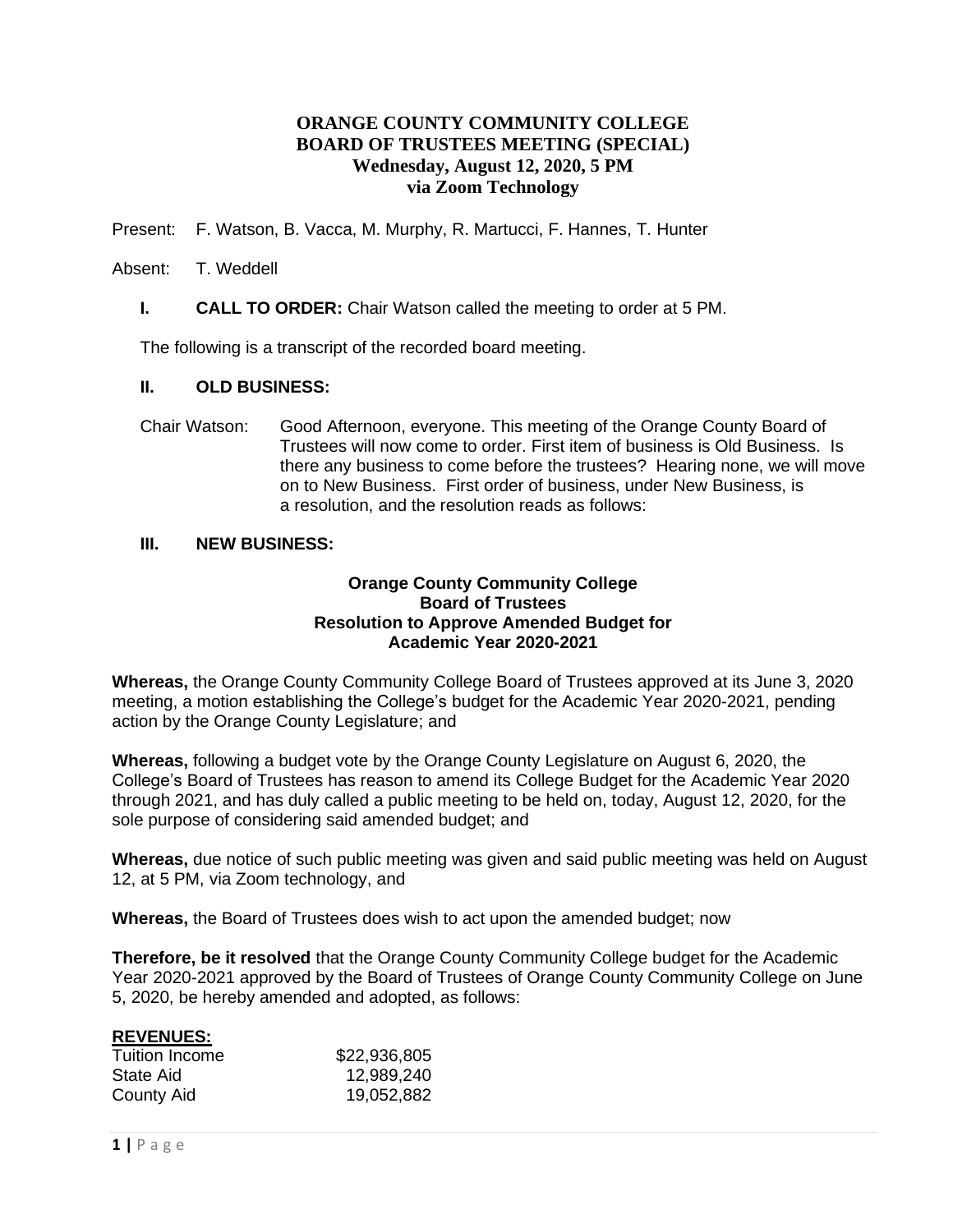# ORANGE COUNTY COMMUNITY COLLEGE
# BOARD OF TRUSTEES MEETING (SPECIAL)
## Wednesday, August 12, 2020, 5 PM
## via Zoom Technology

Present: F. Watson, B. Vacca, M. Murphy, R. Martucci, F. Hannes, T. Hunter

Absent: T. Weddell

**I. CALL TO ORDER:** Chair Watson called the meeting to order at 5 PM.

The following is a transcript of the recorded board meeting.

**II. OLD BUSINESS:**

Chair Watson: Good Afternoon, everyone. This meeting of the Orange County Board of Trustees will now come to order. First item of business is Old Business. Is there any business to come before the trustees? Hearing none, we will move on to New Business. First order of business, under New Business, is a resolution, and the resolution reads as follows:

**III. NEW BUSINESS:**

**Orange County Community College**
**Board of Trustees**
**Resolution to Approve Amended Budget for**
**Academic Year 2020-2021**

**Whereas,** the Orange County Community College Board of Trustees approved at its June 3, 2020 meeting, a motion establishing the College's budget for the Academic Year 2020-2021, pending action by the Orange County Legislature; and

**Whereas,** following a budget vote by the Orange County Legislature on August 6, 2020, the College's Board of Trustees has reason to amend its College Budget for the Academic Year 2020 through 2021, and has duly called a public meeting to be held on, today, August 12, 2020, for the sole purpose of considering said amended budget; and

**Whereas,** due notice of such public meeting was given and said public meeting was held on August 12, at 5 PM, via Zoom technology, and

**Whereas,** the Board of Trustees does wish to act upon the amended budget; now

**Therefore, be it resolved** that the Orange County Community College budget for the Academic Year 2020-2021 approved by the Board of Trustees of Orange County Community College on June 5, 2020, be hereby amended and adopted, as follows:

**REVENUES:**

| | |
|---|---|
| Tuition Income | $22,936,805 |
| State Aid | 12,989,240 |
| County Aid | 19,052,882 |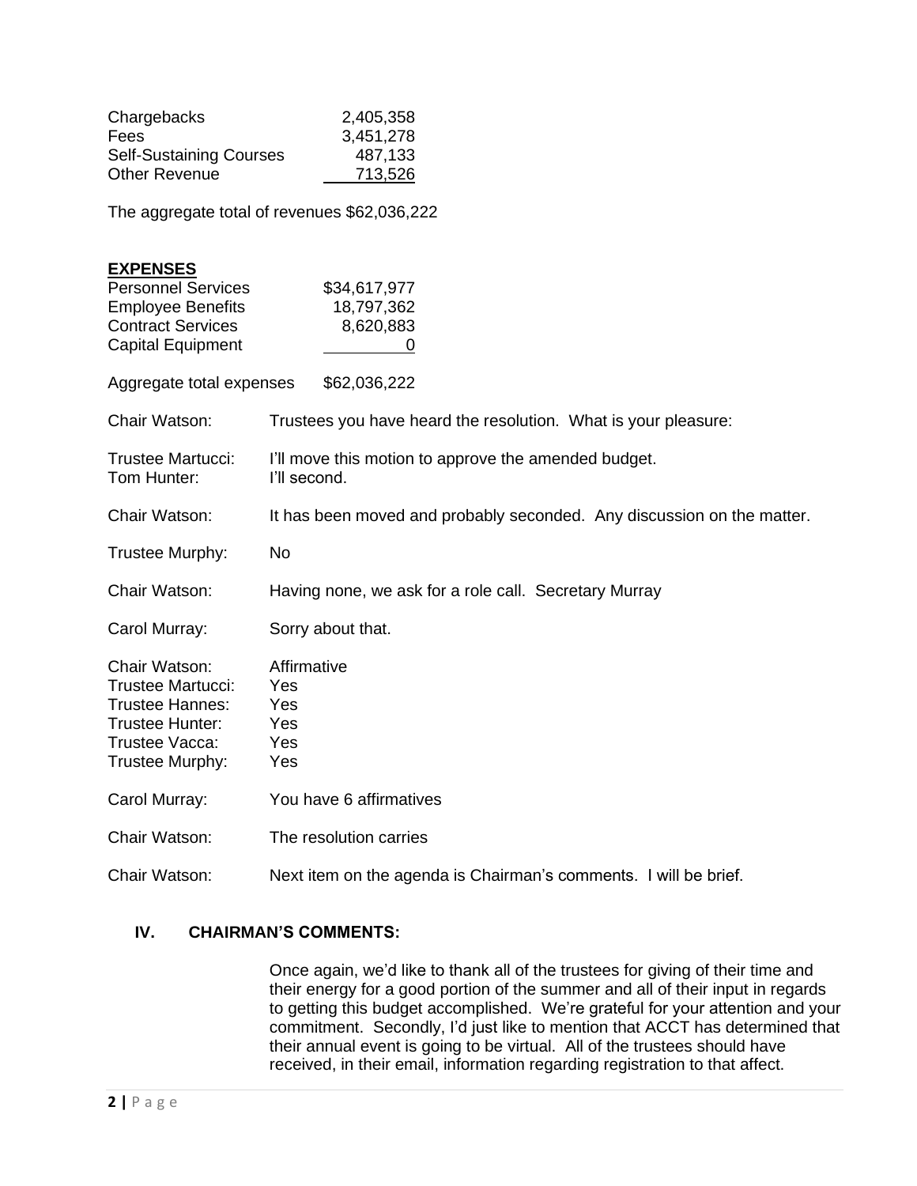| | |
|---|---|
| Chargebacks | 2,405,358 |
| Fees | 3,451,278 |
| Self-Sustaining Courses | 487,133 |
| Other Revenue | 713,526 |

The aggregate total of revenues $62,036,222

**EXPENSES**

| | |
|---|---|
| Personnel Services | $34,617,977 |
| Employee Benefits | 18,797,362 |
| Contract Services | 8,620,883 |
| Capital Equipment | 0 |

Aggregate total expenses $62,036,222

Chair Watson: Trustees you have heard the resolution. What is your pleasure:

Trustee Martucci: I'll move this motion to approve the amended budget.
Tom Hunter: I'll second.

Chair Watson: It has been moved and probably seconded. Any discussion on the matter.

Trustee Murphy: No

Chair Watson: Having none, we ask for a role call. Secretary Murray

Carol Murray: Sorry about that.

Chair Watson: Affirmative
Trustee Martucci: Yes
Trustee Hannes: Yes
Trustee Hunter: Yes
Trustee Vacca: Yes
Trustee Murphy: Yes

Carol Murray: You have 6 affirmatives

Chair Watson: The resolution carries

Chair Watson: Next item on the agenda is Chairman's comments. I will be brief.

## IV. CHAIRMAN'S COMMENTS:

Once again, we'd like to thank all of the trustees for giving of their time and their energy for a good portion of the summer and all of their input in regards to getting this budget accomplished. We're grateful for your attention and your commitment. Secondly, I'd just like to mention that ACCT has determined that their annual event is going to be virtual. All of the trustees should have received, in their email, information regarding registration to that affect.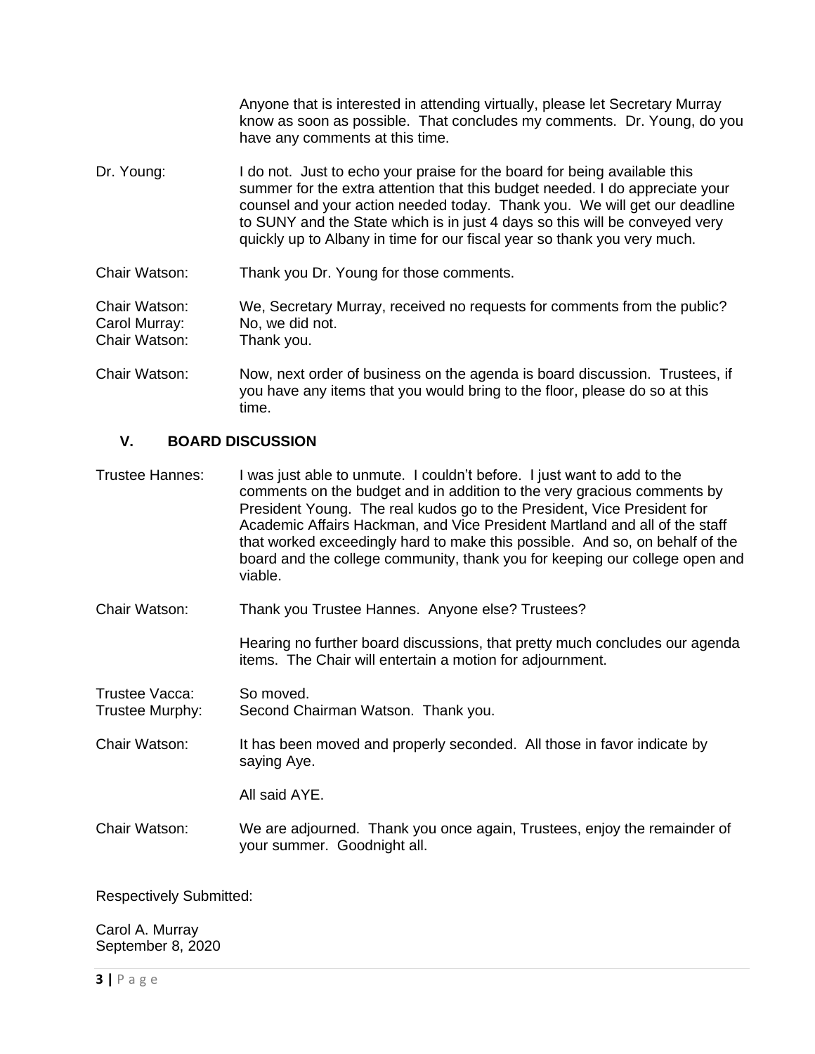Anyone that is interested in attending virtually, please let Secretary Murray know as soon as possible. That concludes my comments. Dr. Young, do you have any comments at this time.

Dr. Young: I do not. Just to echo your praise for the board for being available this summer for the extra attention that this budget needed. I do appreciate your counsel and your action needed today. Thank you. We will get our deadline to SUNY and the State which is in just 4 days so this will be conveyed very quickly up to Albany in time for our fiscal year so thank you very much.

Chair Watson: Thank you Dr. Young for those comments.

Chair Watson: We, Secretary Murray, received no requests for comments from the public?
Carol Murray: No, we did not.
Chair Watson: Thank you.

Chair Watson: Now, next order of business on the agenda is board discussion. Trustees, if you have any items that you would bring to the floor, please do so at this time.

## V. BOARD DISCUSSION

Trustee Hannes: I was just able to unmute. I couldn't before. I just want to add to the comments on the budget and in addition to the very gracious comments by President Young. The real kudos go to the President, Vice President for Academic Affairs Hackman, and Vice President Martland and all of the staff that worked exceedingly hard to make this possible. And so, on behalf of the board and the college community, thank you for keeping our college open and viable.

Chair Watson: Thank you Trustee Hannes. Anyone else? Trustees?

Hearing no further board discussions, that pretty much concludes our agenda items. The Chair will entertain a motion for adjournment.

Trustee Vacca: So moved.
Trustee Murphy: Second Chairman Watson. Thank you.

Chair Watson: It has been moved and properly seconded. All those in favor indicate by saying Aye.

All said AYE.

Chair Watson: We are adjourned. Thank you once again, Trustees, enjoy the remainder of your summer. Goodnight all.

Respectively Submitted:

Carol A. Murray
September 8, 2020